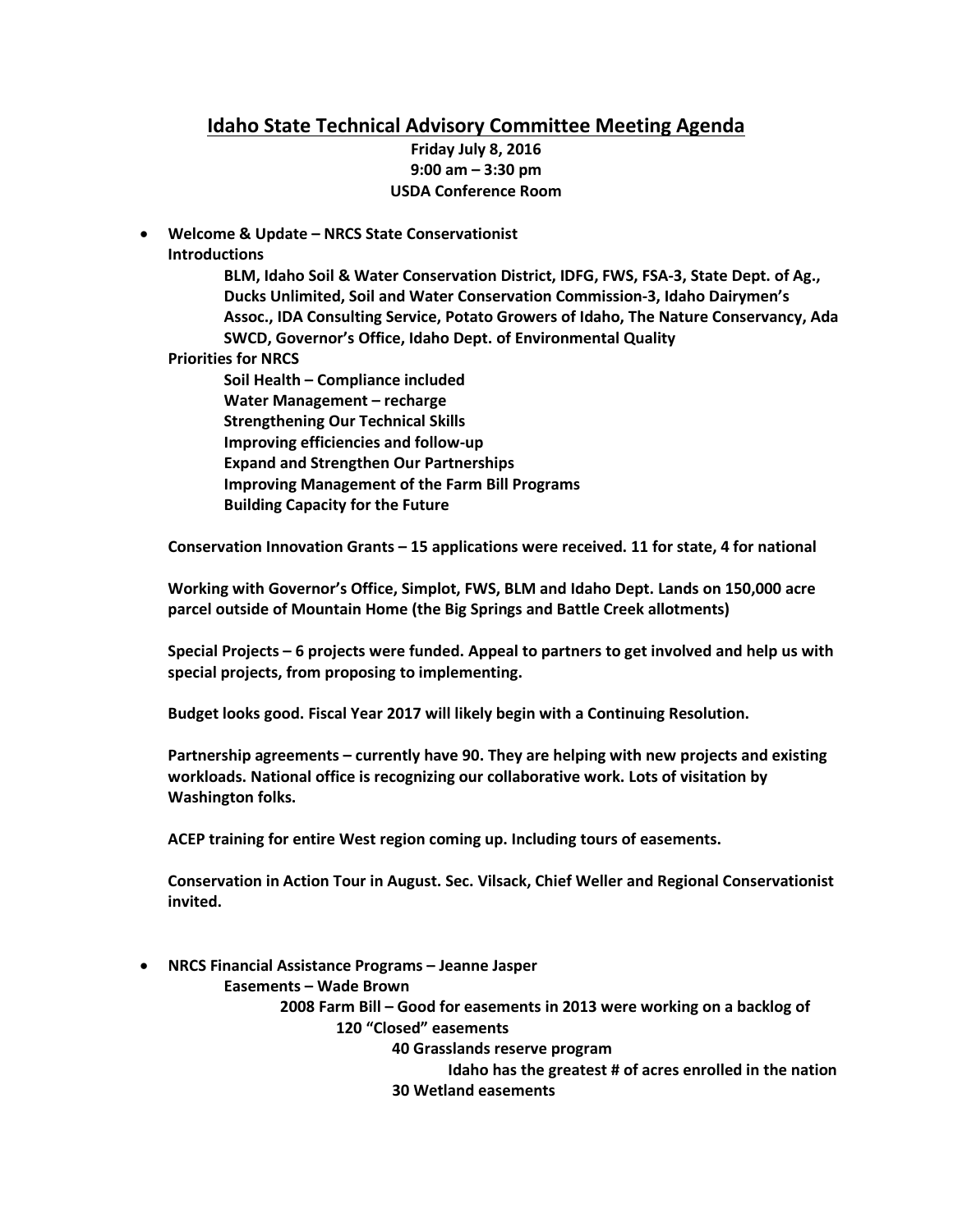# Idaho State Technical Advisory Committee Meeting Agenda

**Friday July 8, 2016**
**9:00 am – 3:30 pm**
**USDA Conference Room**

- **Welcome & Update – NRCS State Conservationist**
  **Introductions**
    **BLM, Idaho Soil & Water Conservation District, IDFG, FWS, FSA-3, State Dept. of Ag., Ducks Unlimited, Soil and Water Conservation Commission-3, Idaho Dairymen's Assoc., IDA Consulting Service, Potato Growers of Idaho, The Nature Conservancy, Ada SWCD, Governor's Office, Idaho Dept. of Environmental Quality**

  **Priorities for NRCS**
    **Soil Health – Compliance included**
    **Water Management – recharge**
    **Strengthening Our Technical Skills**
    **Improving efficiencies and follow-up**
    **Expand and Strengthen Our Partnerships**
    **Improving Management of the Farm Bill Programs**
    **Building Capacity for the Future**

  **Conservation Innovation Grants – 15 applications were received. 11 for state, 4 for national**

  **Working with Governor's Office, Simplot, FWS, BLM and Idaho Dept. Lands on 150,000 acre parcel outside of Mountain Home (the Big Springs and Battle Creek allotments)**

  **Special Projects – 6 projects were funded. Appeal to partners to get involved and help us with special projects, from proposing to implementing.**

  **Budget looks good. Fiscal Year 2017 will likely begin with a Continuing Resolution.**

  **Partnership agreements – currently have 90. They are helping with new projects and existing workloads. National office is recognizing our collaborative work. Lots of visitation by Washington folks.**

  **ACEP training for entire West region coming up. Including tours of easements.**

  **Conservation in Action Tour in August. Sec. Vilsack, Chief Weller and Regional Conservationist invited.**

- **NRCS Financial Assistance Programs – Jeanne Jasper**
  - **Easements – Wade Brown**
    - **2008 Farm Bill – Good for easements in 2013 were working on a backlog of**
      - **120 "Closed" easements**
        - **40 Grasslands reserve program**
          - **Idaho has the greatest # of acres enrolled in the nation**
        - **30 Wetland easements**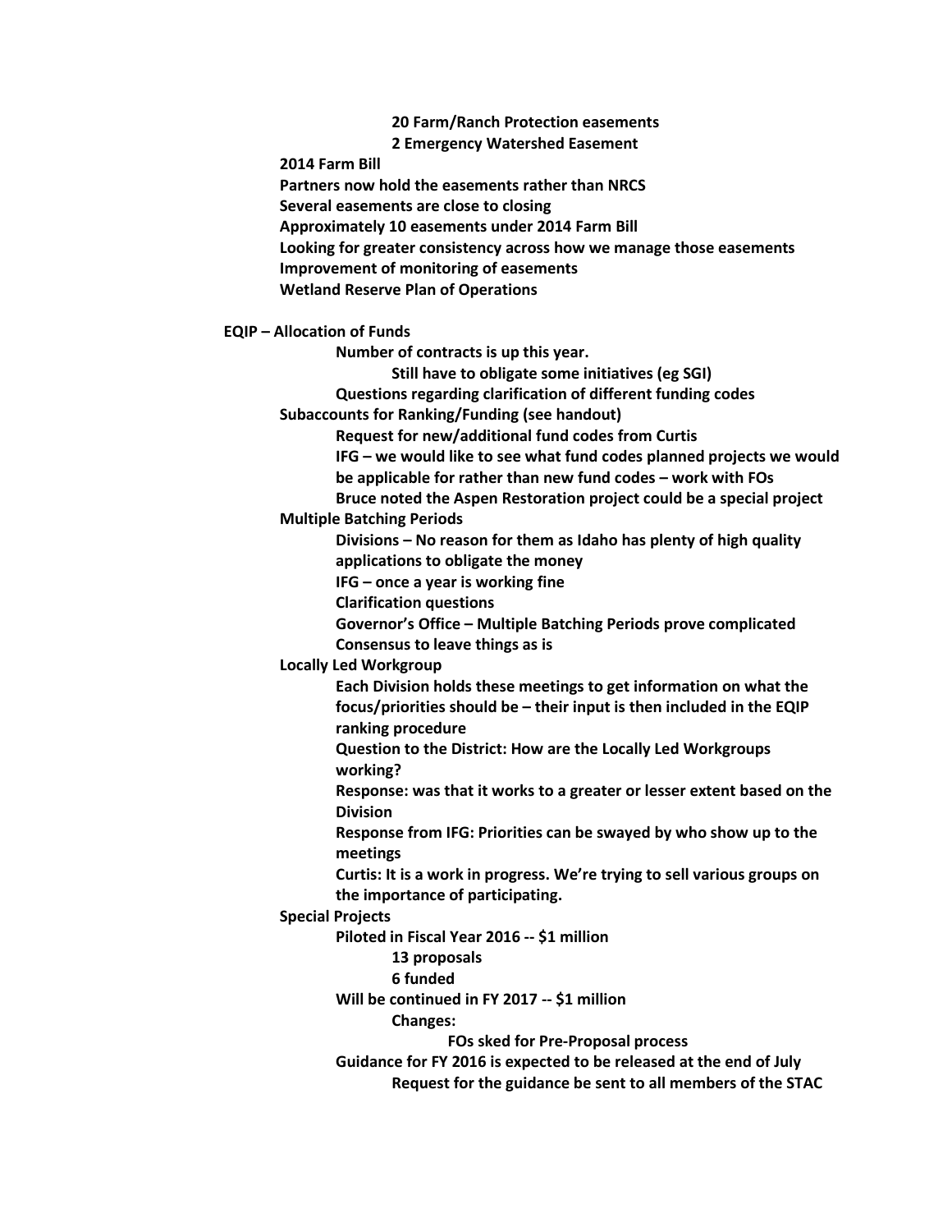- **20 Farm/Ranch Protection easements**
- **2 Emergency Watershed Easement**

**2014 Farm Bill**

**Partners now hold the easements rather than NRCS**

**Several easements are close to closing**

**Approximately 10 easements under 2014 Farm Bill**

**Looking for greater consistency across how we manage those easements**

**Improvement of monitoring of easements**

**Wetland Reserve Plan of Operations**

**EQIP – Allocation of Funds**

- **Number of contracts is up this year.**
  - **Still have to obligate some initiatives (eg SGI)**
- **Questions regarding clarification of different funding codes**

**Subaccounts for Ranking/Funding (see handout)**

- **Request for new/additional fund codes from Curtis**
- **IFG – we would like to see what fund codes planned projects we would be applicable for rather than new fund codes – work with FOs**
- **Bruce noted the Aspen Restoration project could be a special project**

**Multiple Batching Periods**

- **Divisions – No reason for them as Idaho has plenty of high quality applications to obligate the money**
- **IFG – once a year is working fine**
- **Clarification questions**
- **Governor's Office – Multiple Batching Periods prove complicated**
- **Consensus to leave things as is**

**Locally Led Workgroup**

- **Each Division holds these meetings to get information on what the focus/priorities should be – their input is then included in the EQIP ranking procedure**
- **Question to the District: How are the Locally Led Workgroups working?**
- **Response: was that it works to a greater or lesser extent based on the Division**
- **Response from IFG: Priorities can be swayed by who show up to the meetings**
- **Curtis: It is a work in progress. We're trying to sell various groups on the importance of participating.**

**Special Projects**

- **Piloted in Fiscal Year 2016 -- $1 million**
  - **13 proposals**
  - **6 funded**
- **Will be continued in FY 2017 -- $1 million**
  - **Changes:**
    - **FOs sked for Pre-Proposal process**
- **Guidance for FY 2016 is expected to be released at the end of July**
  - **Request for the guidance be sent to all members of the STAC**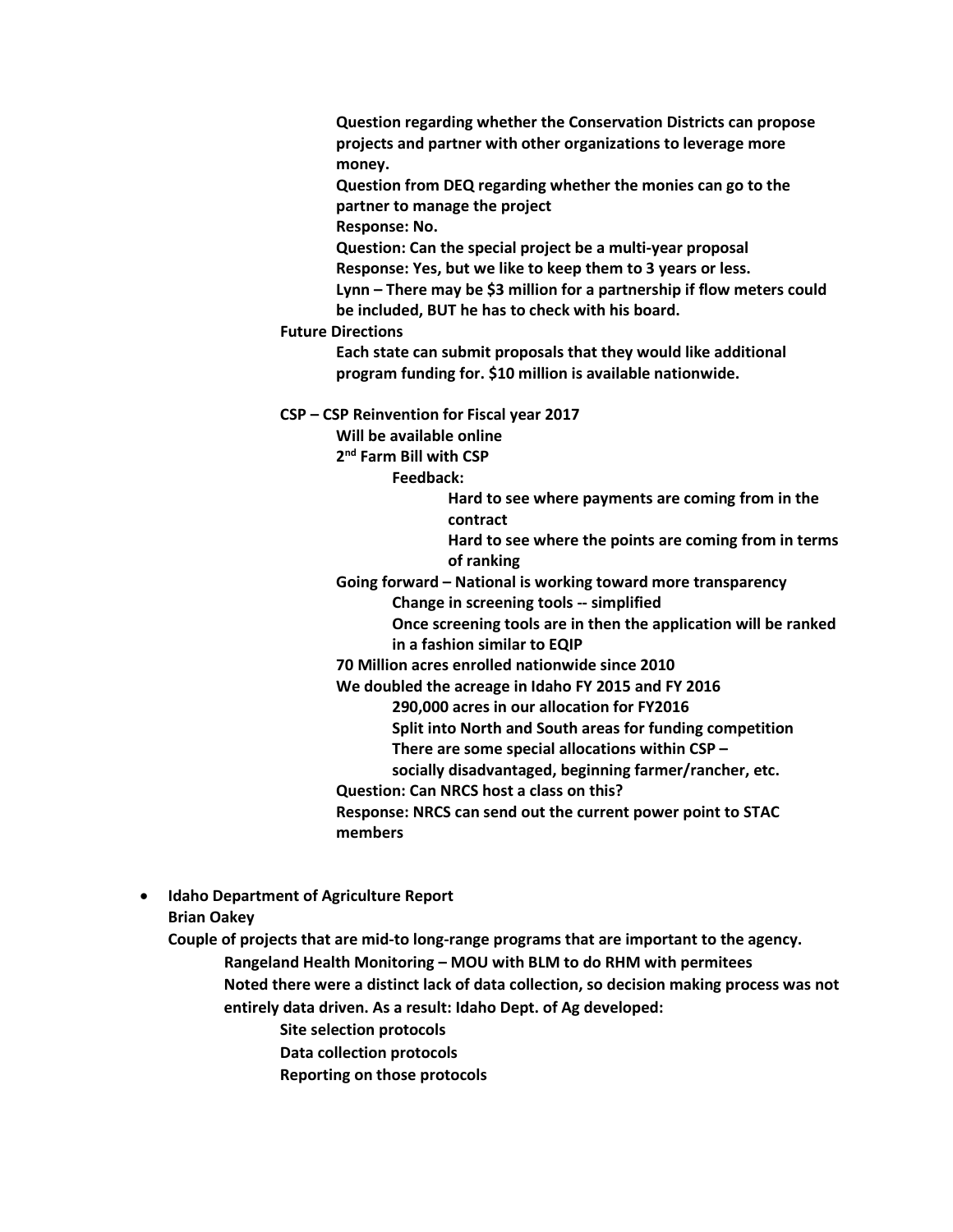**Question regarding whether the Conservation Districts can propose projects and partner with other organizations to leverage more money.**

**Question from DEQ regarding whether the monies can go to the partner to manage the project**

**Response: No.**

**Question: Can the special project be a multi-year proposal**

**Response: Yes, but we like to keep them to 3 years or less.**

**Lynn – There may be $3 million for a partnership if flow meters could be included, BUT he has to check with his board.**

**Future Directions**

- **Each state can submit proposals that they would like additional program funding for. $10 million is available nationwide.**

**CSP – CSP Reinvention for Fiscal year 2017**

- **Will be available online**
- **2nd Farm Bill with CSP**
  - **Feedback:**
    - **Hard to see where payments are coming from in the contract**
    - **Hard to see where the points are coming from in terms of ranking**
- **Going forward – National is working toward more transparency**
  - **Change in screening tools -- simplified**
  - **Once screening tools are in then the application will be ranked in a fashion similar to EQIP**
- **70 Million acres enrolled nationwide since 2010**
- **We doubled the acreage in Idaho FY 2015 and FY 2016**
  - **290,000 acres in our allocation for FY2016**
  - **Split into North and South areas for funding competition**
  - **There are some special allocations within CSP – socially disadvantaged, beginning farmer/rancher, etc.**
- **Question: Can NRCS host a class on this?**
- **Response: NRCS can send out the current power point to STAC members**

- **Idaho Department of Agriculture Report**

  **Brian Oakey**

  **Couple of projects that are mid-to long-range programs that are important to the agency.**

  - **Rangeland Health Monitoring – MOU with BLM to do RHM with permitees**
  - **Noted there were a distinct lack of data collection, so decision making process was not entirely data driven. As a result: Idaho Dept. of Ag developed:**
    - **Site selection protocols**
    - **Data collection protocols**
    - **Reporting on those protocols**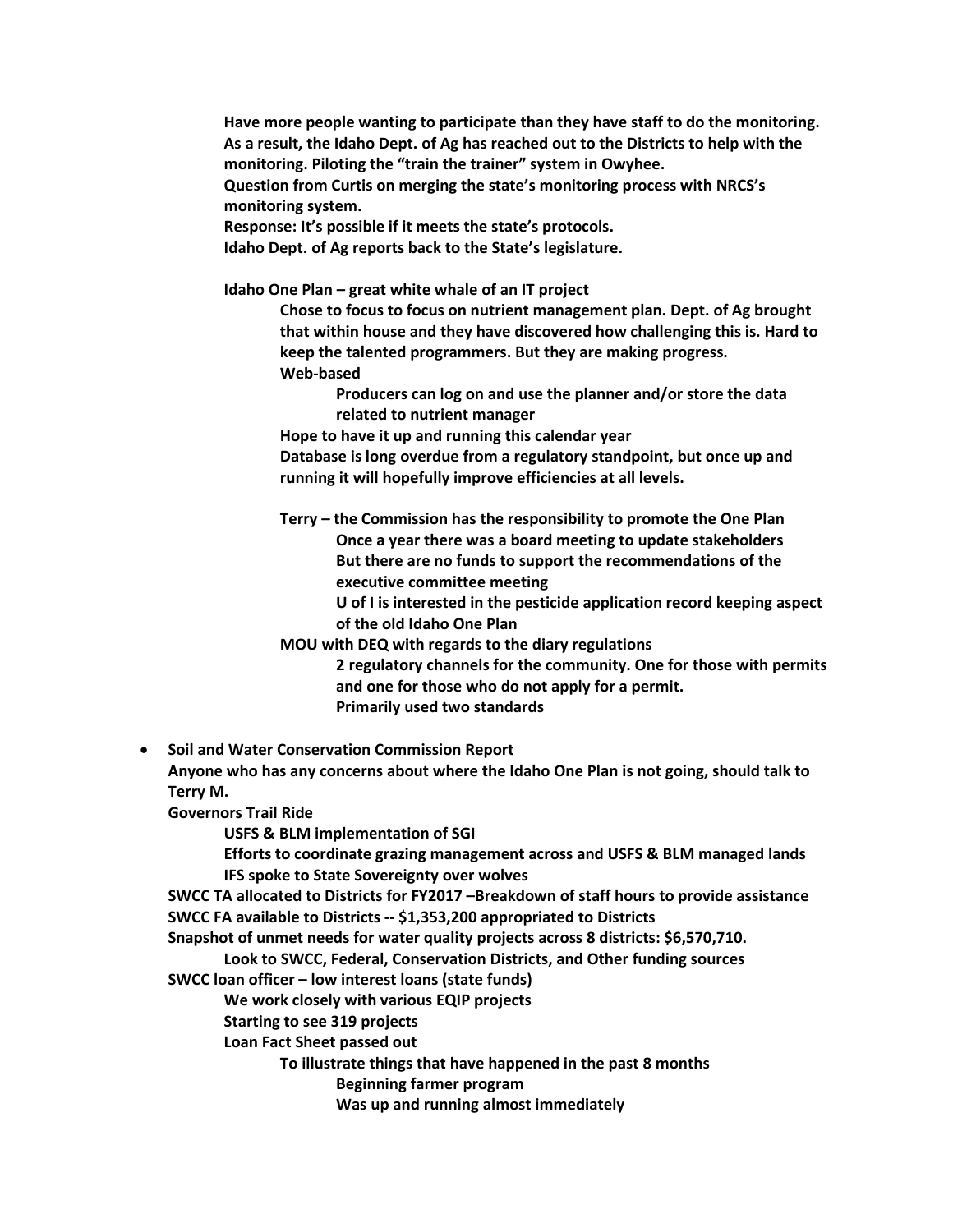**Have more people wanting to participate than they have staff to do the monitoring. As a result, the Idaho Dept. of Ag has reached out to the Districts to help with the monitoring. Piloting the "train the trainer" system in Owyhee.**
**Question from Curtis on merging the state's monitoring process with NRCS's monitoring system.**
**Response: It's possible if it meets the state's protocols.**
**Idaho Dept. of Ag reports back to the State's legislature.**

**Idaho One Plan – great white whale of an IT project**

- **Chose to focus to focus on nutrient management plan. Dept. of Ag brought that within house and they have discovered how challenging this is. Hard to keep the talented programmers. But they are making progress.**
- **Web-based**
    - **Producers can log on and use the planner and/or store the data related to nutrient manager**
- **Hope to have it up and running this calendar year**
- **Database is long overdue from a regulatory standpoint, but once up and running it will hopefully improve efficiencies at all levels.**

- **Terry – the Commission has the responsibility to promote the One Plan**
    - **Once a year there was a board meeting to update stakeholders**
    - **But there are no funds to support the recommendations of the executive committee meeting**
    - **U of I is interested in the pesticide application record keeping aspect of the old Idaho One Plan**
- **MOU with DEQ with regards to the diary regulations**
    - **2 regulatory channels for the community. One for those with permits and one for those who do not apply for a permit.**
    - **Primarily used two standards**

- **Soil and Water Conservation Commission Report**
  **Anyone who has any concerns about where the Idaho One Plan is not going, should talk to Terry M.**
  **Governors Trail Ride**
    - **USFS & BLM implementation of SGI**
    - **Efforts to coordinate grazing management across and USFS & BLM managed lands**
    - **IFS spoke to State Sovereignty over wolves**

  **SWCC TA allocated to Districts for FY2017 –Breakdown of staff hours to provide assistance**
  **SWCC FA available to Districts -- $1,353,200 appropriated to Districts**
  **Snapshot of unmet needs for water quality projects across 8 districts: $6,570,710.**
    - **Look to SWCC, Federal, Conservation Districts, and Other funding sources**

  **SWCC loan officer – low interest loans (state funds)**
    - **We work closely with various EQIP projects**
    - **Starting to see 319 projects**
    - **Loan Fact Sheet passed out**
        - **To illustrate things that have happened in the past 8 months**
            - **Beginning farmer program**
            - **Was up and running almost immediately**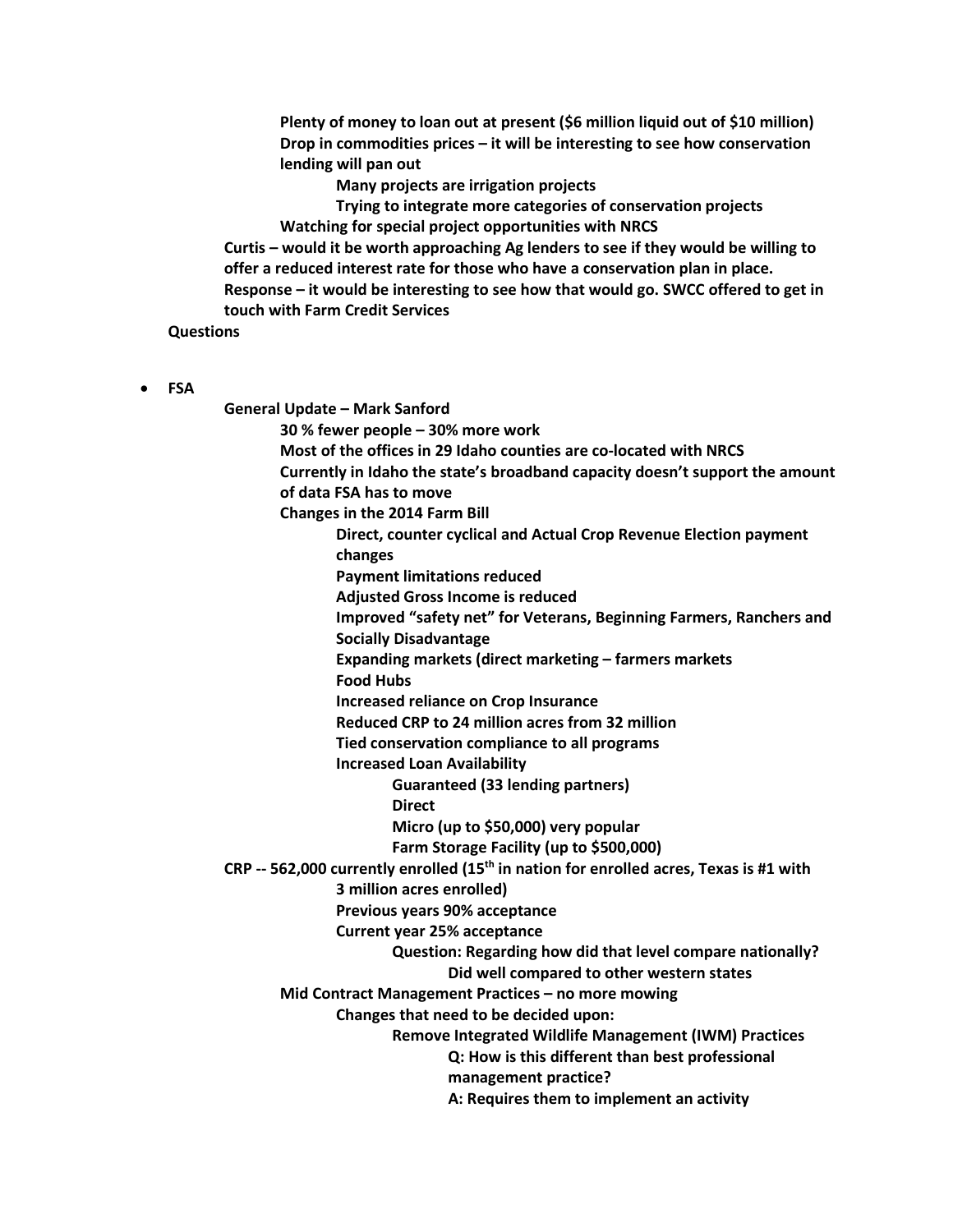- Plenty of money to loan out at present ($6 million liquid out of $10 million)
        - Drop in commodities prices – it will be interesting to see how conservation lending will pan out
            - Many projects are irrigation projects
            - Trying to integrate more categories of conservation projects
        - Watching for special project opportunities with NRCS
    - Curtis – would it be worth approaching Ag lenders to see if they would be willing to offer a reduced interest rate for those who have a conservation plan in place. Response – it would be interesting to see how that would go. SWCC offered to get in touch with Farm Credit Services
- **Questions**

- **FSA**
    - **General Update – Mark Sanford**
        - 30 % fewer people – 30% more work
        - Most of the offices in 29 Idaho counties are co-located with NRCS
        - Currently in Idaho the state's broadband capacity doesn't support the amount of data FSA has to move
        - Changes in the 2014 Farm Bill
            - Direct, counter cyclical and Actual Crop Revenue Election payment changes
            - Payment limitations reduced
            - Adjusted Gross Income is reduced
            - Improved "safety net" for Veterans, Beginning Farmers, Ranchers and Socially Disadvantage
            - Expanding markets (direct marketing – farmers markets
            - Food Hubs
            - Increased reliance on Crop Insurance
            - Reduced CRP to 24 million acres from 32 million
            - Tied conservation compliance to all programs
            - Increased Loan Availability
                - Guaranteed (33 lending partners)
                - Direct
                - Micro (up to $50,000) very popular
                - Farm Storage Facility (up to $500,000)
    - **CRP -- 562,000 currently enrolled (15th in nation for enrolled acres, Texas is #1 with 3 million acres enrolled)**
        - Previous years 90% acceptance
        - Current year 25% acceptance
            - Question: Regarding how did that level compare nationally?
                - Did well compared to other western states
        - Mid Contract Management Practices – no more mowing
            - Changes that need to be decided upon:
                - Remove Integrated Wildlife Management (IWM) Practices
                    - Q: How is this different than best professional management practice?
                    - A: Requires them to implement an activity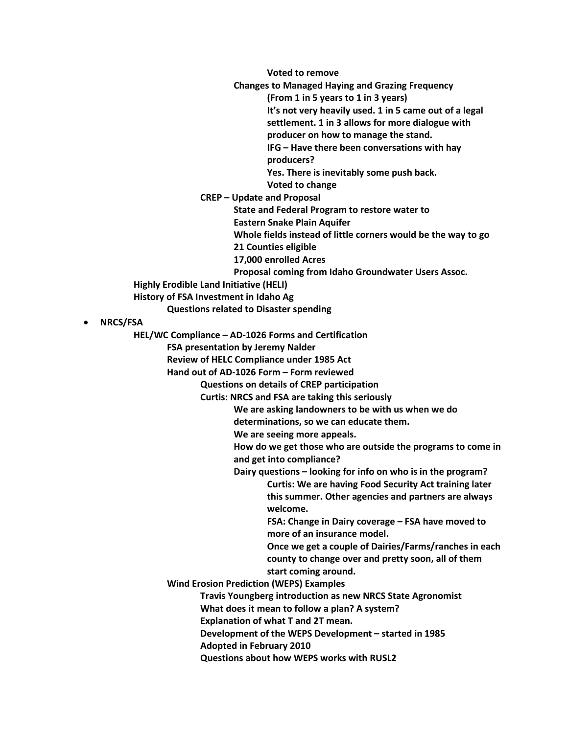- Voted to remove
  - Changes to Managed Haying and Grazing Frequency
    - (From 1 in 5 years to 1 in 3 years)
    - It's not very heavily used. 1 in 5 came out of a legal settlement. 1 in 3 allows for more dialogue with producer on how to manage the stand.
    - IFG – Have there been conversations with hay producers?
    - Yes. There is inevitably some push back.
    - Voted to change
- CREP – Update and Proposal
  - State and Federal Program to restore water to Eastern Snake Plain Aquifer
  - Whole fields instead of little corners would be the way to go
  - 21 Counties eligible
  - 17,000 enrolled Acres
  - Proposal coming from Idaho Groundwater Users Assoc.
- Highly Erodible Land Initiative (HELI)
- History of FSA Investment in Idaho Ag
  - Questions related to Disaster spending

- **NRCS/FSA**
  - HEL/WC Compliance – AD-1026 Forms and Certification
    - FSA presentation by Jeremy Nalder
    - Review of HELC Compliance under 1985 Act
    - Hand out of AD-1026 Form – Form reviewed
      - Questions on details of CREP participation
      - Curtis: NRCS and FSA are taking this seriously
        - We are asking landowners to be with us when we do determinations, so we can educate them.
        - We are seeing more appeals.
        - How do we get those who are outside the programs to come in and get into compliance?
        - Dairy questions – looking for info on who is in the program?
          - Curtis: We are having Food Security Act training later this summer. Other agencies and partners are always welcome.
          - FSA: Change in Dairy coverage – FSA have moved to more of an insurance model.
          - Once we get a couple of Dairies/Farms/ranches in each county to change over and pretty soon, all of them start coming around.
    - Wind Erosion Prediction (WEPS) Examples
      - Travis Youngberg introduction as new NRCS State Agronomist
      - What does it mean to follow a plan? A system?
      - Explanation of what T and 2T mean.
      - Development of the WEPS Development – started in 1985
      - Adopted in February 2010
      - Questions about how WEPS works with RUSL2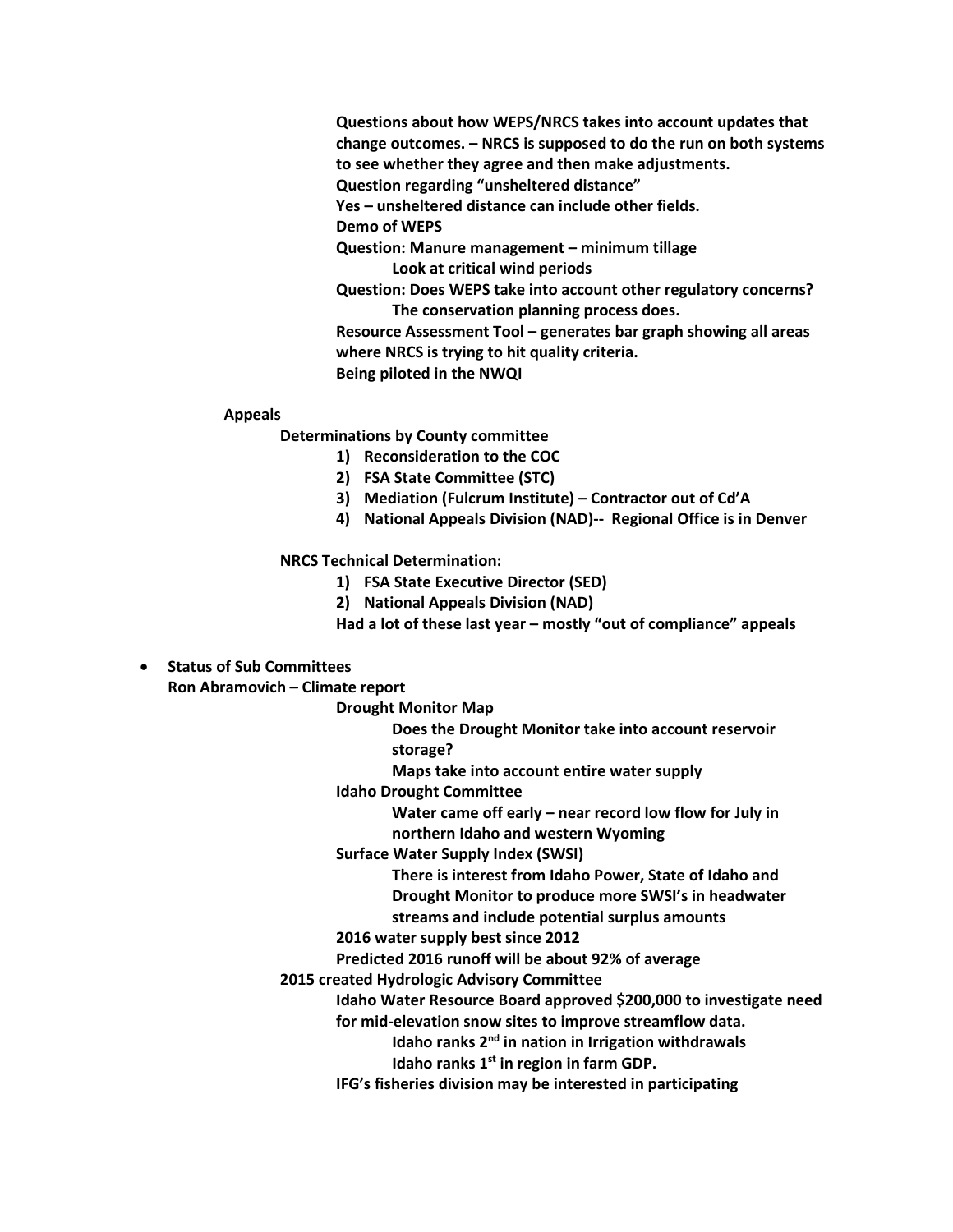**Questions about how WEPS/NRCS takes into account updates that change outcomes. – NRCS is supposed to do the run on both systems to see whether they agree and then make adjustments.**
**Question regarding "unsheltered distance"**
**Yes – unsheltered distance can include other fields.**
**Demo of WEPS**
**Question: Manure management – minimum tillage**
> **Look at critical wind periods**

**Question: Does WEPS take into account other regulatory concerns?**
> **The conservation planning process does.**

**Resource Assessment Tool – generates bar graph showing all areas where NRCS is trying to hit quality criteria.**
**Being piloted in the NWQI**

**Appeals**

**Determinations by County committee**

1) **Reconsideration to the COC**
2) **FSA State Committee (STC)**
3) **Mediation (Fulcrum Institute) – Contractor out of Cd'A**
4) **National Appeals Division (NAD)-- Regional Office is in Denver**

**NRCS Technical Determination:**

1) **FSA State Executive Director (SED)**
2) **National Appeals Division (NAD)**

**Had a lot of these last year – mostly "out of compliance" appeals**

- **Status of Sub Committees**

**Ron Abramovich – Climate report**

**Drought Monitor Map**
> **Does the Drought Monitor take into account reservoir storage?**
> **Maps take into account entire water supply**

**Idaho Drought Committee**
> **Water came off early – near record low flow for July in northern Idaho and western Wyoming**

**Surface Water Supply Index (SWSI)**
> **There is interest from Idaho Power, State of Idaho and Drought Monitor to produce more SWSI's in headwater streams and include potential surplus amounts**

**2016 water supply best since 2012**
**Predicted 2016 runoff will be about 92% of average**

**2015 created Hydrologic Advisory Committee**

**Idaho Water Resource Board approved $200,000 to investigate need for mid-elevation snow sites to improve streamflow data.**
> **Idaho ranks 2nd in nation in Irrigation withdrawals**
> **Idaho ranks 1st in region in farm GDP.**

**IFG's fisheries division may be interested in participating**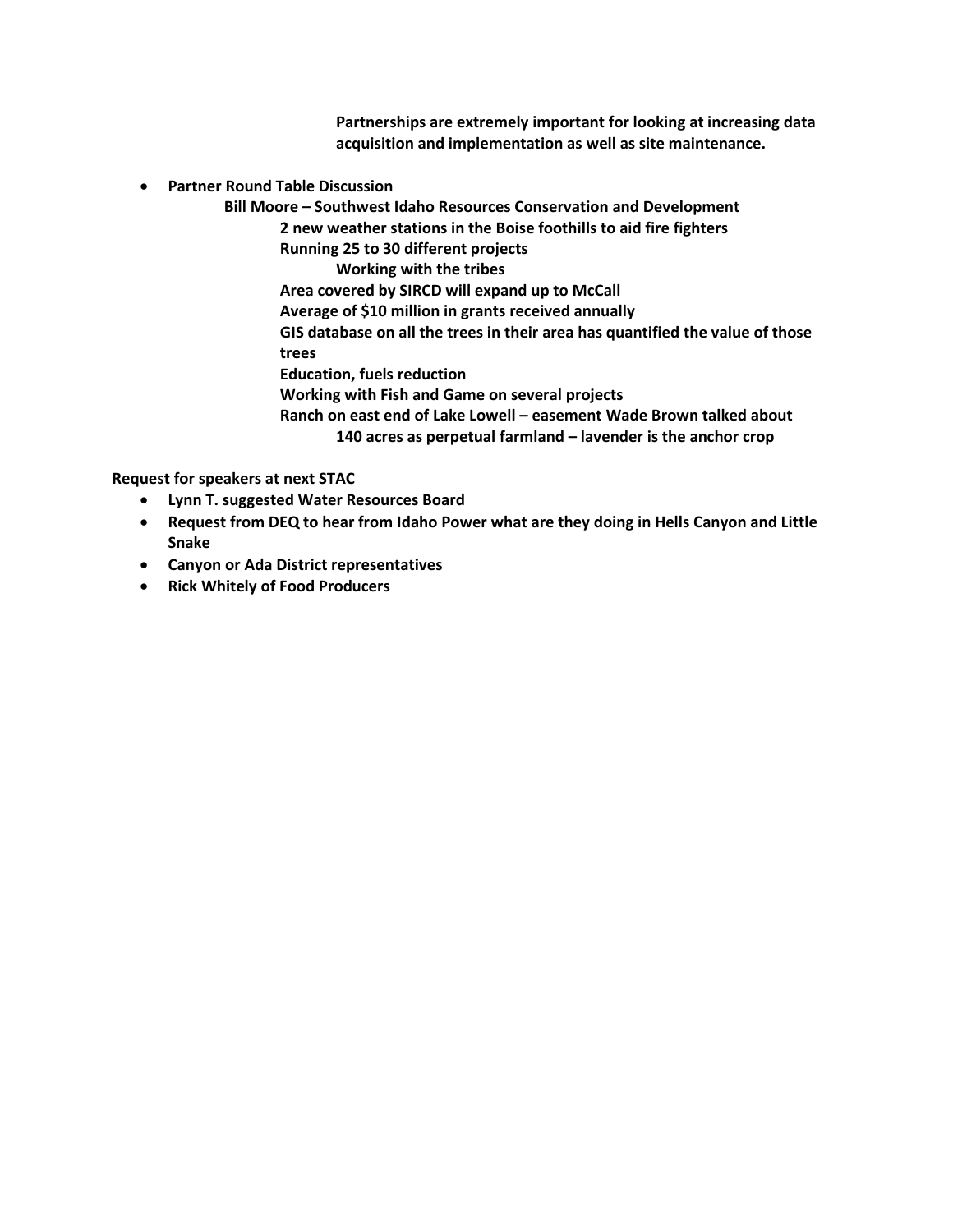**Partnerships are extremely important for looking at increasing data acquisition and implementation as well as site maintenance.**

- **Partner Round Table Discussion**
  - **Bill Moore – Southwest Idaho Resources Conservation and Development**
    - **2 new weather stations in the Boise foothills to aid fire fighters**
    - **Running 25 to 30 different projects**
      - **Working with the tribes**
    - **Area covered by SIRCD will expand up to McCall**
    - **Average of $10 million in grants received annually**
    - **GIS database on all the trees in their area has quantified the value of those trees**
    - **Education, fuels reduction**
    - **Working with Fish and Game on several projects**
    - **Ranch on east end of Lake Lowell – easement Wade Brown talked about**
      - **140 acres as perpetual farmland – lavender is the anchor crop**

**Request for speakers at next STAC**

- **Lynn T. suggested Water Resources Board**
- **Request from DEQ to hear from Idaho Power what are they doing in Hells Canyon and Little Snake**
- **Canyon or Ada District representatives**
- **Rick Whitely of Food Producers**